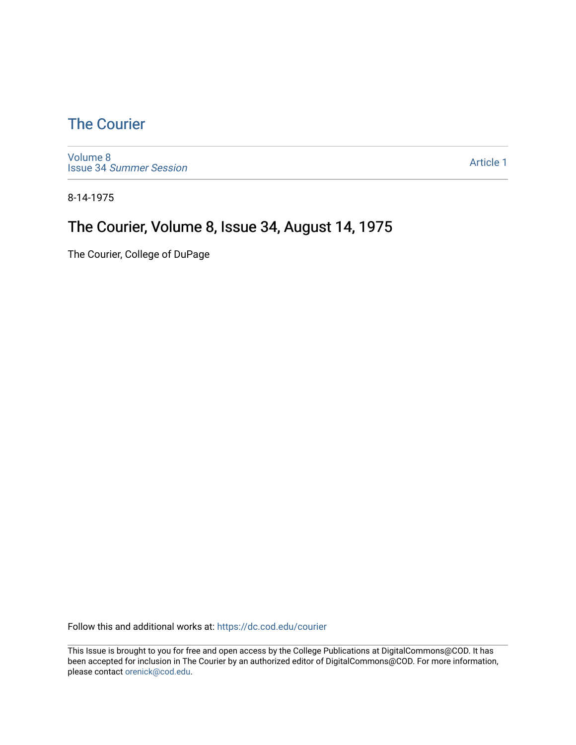# The Courier

Volume 8
Issue 34 *Summer Session*

Article 1

8-14-1975

## The Courier, Volume 8, Issue 34, August 14, 1975

The Courier, College of DuPage

Follow this and additional works at: https://dc.cod.edu/courier

This Issue is brought to you for free and open access by the College Publications at DigitalCommons@COD. It has been accepted for inclusion in The Courier by an authorized editor of DigitalCommons@COD. For more information, please contact orenick@cod.edu.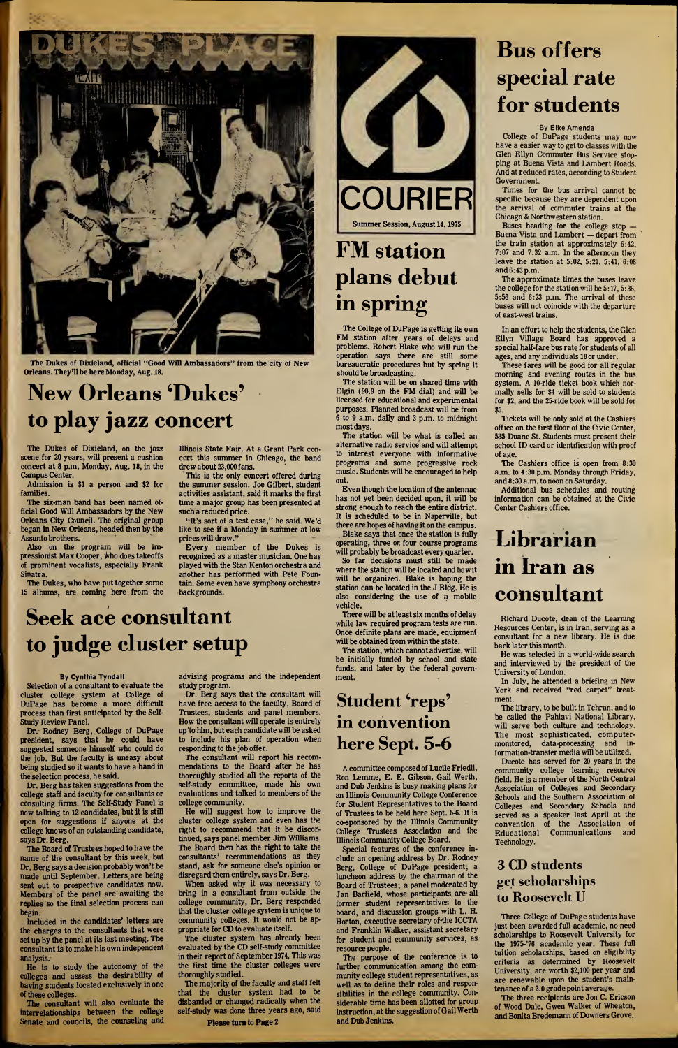The Dukes of Dixieland, official "Good Will Ambassadors" from the city of New Orleans. They'll be here Monday, Aug. 18.

# New Orleans 'Dukes' to play jazz concert

The Dukes of Dixieland, on the jazz scene for 20 years, will present a cushion concert at 8 p.m. Monday, Aug. 18, in the Campus Center.

Admission is $1 a person and $2 for families.

The six-man band has been named official Good Will Ambassadors by the New Orleans City Council. The original group began in New Orleans, headed then by the Assunto brothers.

Also on the program will be impressionist Max Cooper, who does takeoffs of prominent vocalists, especially Frank Sinatra.

The Dukes, who have put together some 15 albums, are coming here from the Illinois State Fair. At a Grant Park concert this summer in Chicago, the band drew about 23,000 fans.

This is the only concert offered during the summer session. Joe Gilbert, student activities assistant, said it marks the first time a major group has been presented at such a reduced price.

"It's sort of a test case," he said. We'd like to see if a Monday in summer at low prices will draw."

Every member of the Dukes is recognized as a master musician. One has played with the Stan Kenton orchestra and another has performed with Pete Fountain. Some even have symphony orchestra backgrounds.

# Seek ace consultant to judge cluster setup

**By Cynthia Tyndall**

Selection of a consultant to evaluate the cluster college system at College of DuPage has become a more difficult process than first anticipated by the Self-Study Review Panel.

Dr. Rodney Berg, College of DuPage president, says that he could have suggested someone himself who could do the job. But the faculty is uneasy about being studied so it wants to have a hand in the selection process, he said.

Dr. Berg has taken suggestions from the college staff and faculty for consultants or consulting firms. The Self-Study Panel is now talking to 12 candidates, but it is still open for suggestions if anyone at the college knows of an outstanding candidate, says Dr. Berg.

The Board of Trustees hoped to have the name of the consultant by this week, but Dr. Berg says a decision probably won't be made until September. Letters are being sent out to prospective candidates now. Members of the panel are awaiting the replies so the final selection process can begin.

Included in the candidates' letters are the charges to the consultants that were set up by the panel at its last meeting. The consultant is to make his own independent analysis.

He is to study the autonomy of the colleges and assess the desirability of having students located exclusively in one of these colleges.

The consultant will also evaluate the interrelationships between the college Senate and councils, the counseling and advising programs and the independent study program.

Dr. Berg says that the consultant will have free access to the faculty, Board of Trustees, students and panel members. How the consultant will operate is entirely up to him, but each candidate will be asked to include his plan of operation when responding to the job offer.

The consultant will report his recommendations to the Board after he has thoroughly studied all the reports of the self-study committee, made his own evaluations and talked to members of the college community.

He will suggest how to improve the cluster college system and even has the right to recommend that it be discontinued, says panel member Jim Williams. The Board then has the right to take the consultants' recommendations as they stand, ask for someone else's opinion or disregard them entirely, says Dr. Berg.

When asked why it was necessary to bring in a consultant from outside the college community, Dr. Berg responded that the cluster college system is unique to community colleges. It would not be appropriate for CD to evaluate itself.

The cluster system has already been evaluated by the CD self-study committee in their report of September 1974. This was the first time the cluster colleges were thoroughly studied.

The majority of the faculty and staff felt that the cluster system had to be disbanded or changed radically when the self-study was done three years ago, said

**Please turn to Page 2**

# COURIER

Summer Session, August 14, 1975

# FM station plans debut in spring

The College of DuPage is getting its own FM station after years of delays and problems. Robert Blake who will run the operation says there are still some bureaucratic procedures but by spring it should be broadcasting.

The station will be on shared time with Elgin (90.9 on the FM dial) and will be licensed for educational and experimental purposes. Planned broadcast will be from 6 to 9 a.m. daily and 3 p.m. to midnight most days.

The station will be what is called an alternative radio service and will attempt to interest everyone with informative programs and some progressive rock music. Students will be encouraged to help out.

Even though the location of the antennae has not yet been decided upon, it will be strong enough to reach the entire district. It is scheduled to be in Naperville, but there are hopes of having it on the campus.

Blake says that once the station is fully operating, three or four course programs will probably be broadcast every quarter.

So far decisions must still be made where the station will be located and how it will be organized. Blake is hoping the station can be located in the J Bldg. He is also considering the use of a mobile vehicle.

There will be at least six months of delay while law required program tests are run. Once definite plans are made, equipment will be obtained from within the state.

The station, which cannot advertise, will be initially funded by school and state funds, and later by the federal government.

# Student 'reps' in convention here Sept. 5-6

A committee composed of Lucile Friedli, Ron Lemme, E. E. Gibson, Gail Werth, and Dub Jenkins is busy making plans for an Illinois Community College Conference for Student Representatives to the Board of Trustees to be held here Sept. 5-6. It is co-sponsored by the Illinois Community College Trustees Association and the Illinois Community College Board.

Special features of the conference include an opening address by Dr. Rodney Berg, College of DuPage president; a luncheon address by the chairman of the Board of Trustees; a panel moderated by Jan Barfield, whose participants are all former student representatives to the board, and discussion groups with L. H. Horton, executive secretary of the ICCTA and Franklin Walker, assistant secretary for student and community services, as resource people.

The purpose of the conference is to further communication among the community college student representatives, as well as to define their roles and responsibilities in the college community. Considerable time has been allotted for group instruction, at the suggestion of Gail Werth and Dub Jenkins.

# Bus offers special rate for students

**By Elke Amenda**

College of DuPage students may now have a easier way to get to classes with the Glen Ellyn Commuter Bus Service stopping at Buena Vista and Lambert Roads. And at reduced rates, according to Student Government.

Times for the bus arrival cannot be specific because they are dependent upon the arrival of commuter trains at the Chicago & Northwestern station.

Buses heading for the college stop — Buena Vista and Lambert — depart from the train station at approximately 6:42, 7:07 and 7:32 a.m. In the afternoon they leave the station at 5:02, 5:21, 5:41, 6:08 and 6:43 p.m.

The approximate times the buses leave the college for the station will be 5:17, 5:36, 5:56 and 6:23 p.m. The arrival of these buses will not coincide with the departure of east-west trains.

In an effort to help the students, the Glen Ellyn Village Board has approved a special half-fare bus rate for students of all ages, and any individuals 18 or under.

These fares will be good for all regular morning and evening routes in the bus system. A 10-ride ticket book which normally sells for $4 will be sold to students for $2, and the 25-ride book will be sold for $5.

Tickets will be only sold at the Cashiers office on the first floor of the Civic Center, 535 Duane St. Students must present their school ID card or identification with proof of age.

The Cashiers office is open from 8:30 a.m. to 4:30 p.m. Monday through Friday, and 8:30 a.m. to noon on Saturday.

Additional bus schedules and routing information can be obtained at the Civic Center Cashiers office.

# Librarian in Iran as consultant

Richard Ducote, dean of the Learning Resources Center, is in Iran, serving as a consultant for a new library. He is due back later this month.

He was selected in a world-wide search and interviewed by the president of the University of London.

In July, he attended a briefing in New York and received "red carpet" treatment.

The library, to be built in Tehran, and to be called the Pahlavi National Library, will serve both culture and technology. The most sophisticated, computer-monitored, data-processing and information-transfer media will be utilized.

Ducote has served for 20 years in the community college learning resource field. He is a member of the North Central Association of Colleges and Secondary Schools and the Southern Association of Colleges and Secondary Schools and served as a speaker last April at the convention of the Association of Educational Communications and Technology.

## 3 CD students get scholarships to Roosevelt U

Three College of DuPage students have just been awarded full academic, no need scholarships to Roosevelt University for the 1975-'76 academic year. These full tuition scholarships, based on eligibility criteria as determined by Roosevelt University, are worth $2,100 per year and are renewable upon the student's maintenance of a 3.0 grade point average.

The three recipients are Jon C. Ericson of Wood Dale, Gwen Walker of Wheaton, and Bonita Bredemann of Downers Grove.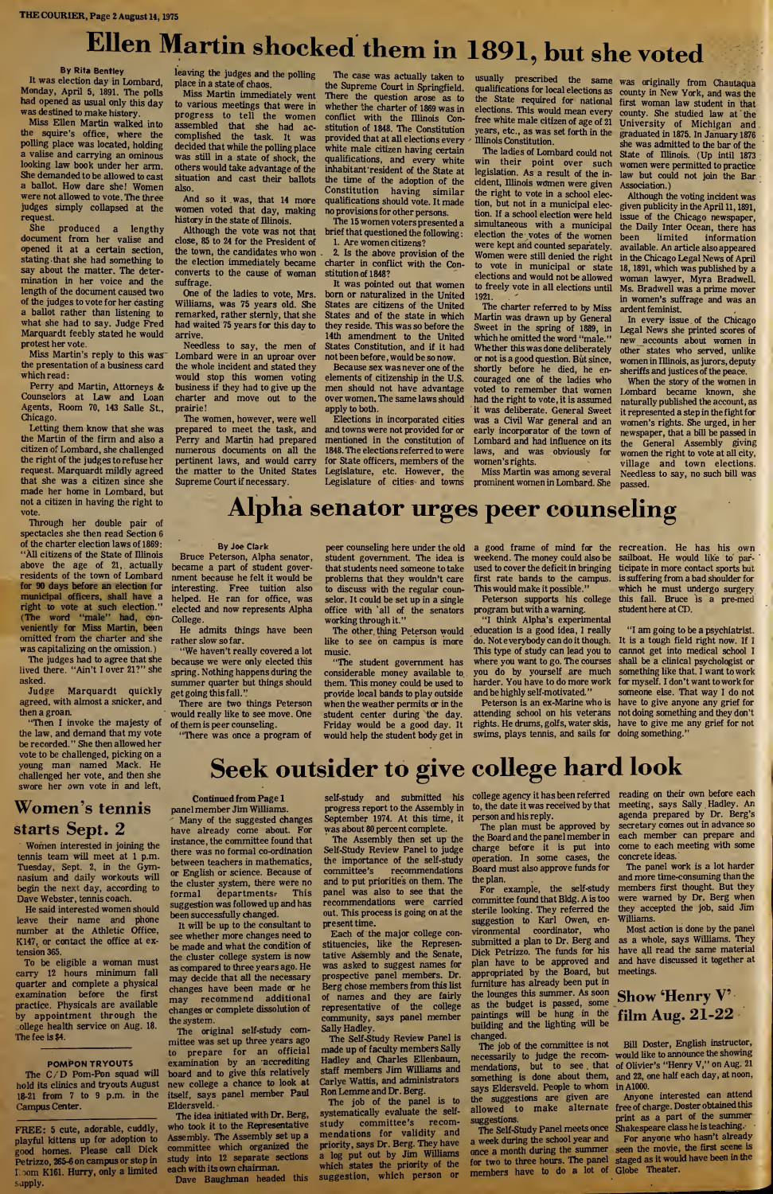# Ellen Martin shocked them in 1891, but she voted

By Rita Bentley

It was election day in Lombard, Monday, April 5, 1891. The polls had opened as usual only this day was destined to make history.

Miss Ellen Martin walked into the squire's office, where the polling place was located, holding a valise and carrying an ominous looking law book under her arm. She demanded to be allowed to cast a ballot. How dare she! Women were not allowed to vote. The three judges simply collapsed at the request.

She produced a lengthy document from her valise and opened it at a certain section, stating that she had something to say about the matter. The determination in her voice and the length of the document caused two of the judges to vote for her casting a ballot rather than listening to what she had to say. Judge Fred Marquardt feebly stated he would protest her vote.

Miss Martin's reply to this was the presentation of a business card which read:

Perry and Martin, Attorneys & Counselors at Law and Loan Agents, Room 70, 143 Salle St., Chicago.

Letting them know that she was the Martin of the firm and also a citizen of Lombard, she challenged the right of the judges to refuse her request. Marquardt mildly agreed that she was a citizen since she made her home in Lombard, but not a citizen in having the right to vote.

Through her double pair of spectacles she then read Section 6 of the charter election laws of 1869: "All citizens of the State of Illinois above the age of 21, actually residents of the town of Lombard for 90 days before an election for municipal officers, shall have a right to vote at such election." (The word "male" had, conveniently for Miss Martin, been omitted from the charter and she was capitalizing on the omission.)

The judges had to agree that she lived there. "Ain't I over 21?" she asked.

Judge Marquardt quickly agreed, with almost a snicker, and then a groan.

"Then I invoke the majesty of the law, and demand that my vote be recorded." She then allowed her vote to be challenged, picking on a young man named Mack. He challenged her vote, and then she swore her own vote in and left, leaving the judges and the polling place in a state of chaos.

Miss Martin immediately went to various meetings that were in progress to tell the women assembled that she had accomplished the task. It was decided that while the polling place was still in a state of shock, the others would take advantage of the situation and cast their ballots also.

And so it was, that 14 more women voted that day, making history in the state of Illinois.

Although the vote was not that close, 85 to 24 for the President of the town, the candidates who won the election immediately became converts to the cause of woman suffrage.

One of the ladies to vote, Mrs. Williams, was 75 years old. She remarked, rather sternly, that she had waited 75 years for this day to arrive.

Needless to say, the men of Lombard were in an uproar over the whole incident and stated they would stop this women voting business if they had to give up the charter and move out to the prairie!

The women, however, were well prepared to meet the task, and Perry and Martin had prepared numerous documents on all the pertinent laws, and would carry the matter to the United States Supreme Court if necessary.

The case was actually taken to the Supreme Court in Springfield. There the question arose as to whether the charter of 1869 was in conflict with the Illinois Constitution of 1848. The Constitution provided that at all elections every white male citizen having certain qualifications, and every white inhabitant resident of the State at the time of the adoption of the Constitution having similar qualifications should vote. It made no provisions for other persons.

The 15 women voters presented a brief that questioned the following:

1. Are women citizens?
2. Is the above provision of the charter in conflict with the Constitution of 1848?

It was pointed out that women born or naturalized in the United States are citizens of the United States and of the state in which they reside. This was so before the 14th amendment to the United States Constitution, and if it had not been before, would be so now.

Because sex was never one of the elements of citizenship in the U.S. men should not have advantage over women. The same laws should apply to both.

Elections in incorporated cities and towns were not provided for or mentioned in the constitution of 1848. The elections referred to were for State officers, members of the Legislature, etc. However, the Legislature of cities and towns usually prescribed the same qualifications for local elections as the State required for national elections. This would mean every free white male citizen of age of 21 years, etc., as was set forth in the Illinois Constitution.

The ladies of Lombard could not win their point over such legislation. As a result of the incident, Illinois women were given the right to vote in a school election, but not in a municipal election. If a school election were held simultaneous with a municipal election the votes of the women were kept and counted separately. Women were still denied the right to vote in municipal or state elections and would not be allowed to freely vote in all elections until 1921.

The charter referred to by Miss Martin was drawn up by General Sweet in the spring of 1869, in which he omitted the word "male." Whether this was done deliberately or not is a good question. But since, shortly before he died, he encouraged one of the ladies who voted to remember that women had the right to vote, it is assumed it was deliberate. General Sweet was a Civil War general and an early incorporator of the town of Lombard and had influence on its laws, and was obviously for women's rights.

Miss Martin was among several prominent women in Lombard. She was originally from Chautauqua county in New York, and was the first woman law student in that county. She studied law at the University of Michigan and graduated in 1875. In January 1876 she was admitted to the bar of the State of Illinois. (Up until 1873 women were permitted to practice law but could not join the Bar Association.)

Although the voting incident was given publicity in the April 11, 1891, issue of the Chicago newspaper, the Daily Inter Ocean, there has been limited information available. An article also appeared in the Chicago Legal News of April 18, 1891, which was published by a woman lawyer, Myra Bradwell. Ms. Bradwell was a prime mover in women's suffrage and was an ardent feminist.

In every issue of the Chicago Legal News she printed scores of new accounts about women in other states who served, unlike women in Illinois, as jurors, deputy sheriffs and justices of the peace.

When the story of the women in Lombard became known, she naturally published the account, as it represented a step in the fight for women's rights. She urged, in her newspaper, that a bill be passed in the General Assembly giving women the right to vote at all city, village and town elections. Needless to say, no such bill was passed.

# Alpha senator urges peer counseling

By Joe Clark

Bruce Peterson, Alpha senator, became a part of student government because he felt it would be interesting. Free tuition also helped. He ran for office, was elected and now represents Alpha College.

He admits things have been rather slow so far.

"We haven't really covered a lot because we were only elected this spring. Nothing happens during the summer quarter but things should get going this fall."

There are two things Peterson would really like to see move. One of them is peer counseling.

"There was once a program of peer counseling here under the old student government. The idea is that students need someone to take problems that they wouldn't care to discuss with the regular counselor. It could be set up in a single office with all of the senators working through it."

The other thing Peterson would like to see on campus is more music.

"The student government has considerable money available to them. This money could be used to provide local bands to play outside when the weather permits or in the student center during the day. Friday would be a good day. It would help the student body get in a good frame of mind for the weekend. The money could also be used to cover the deficit in bringing first rate bands to the campus. This would make it possible."

Peterson supports his college program but with a warning.

"I think Alpha's experimental education is a good idea, I really do. Not everybody can do it though. This type of study can lead you to where you want to go. The courses you do by yourself are much harder. You have to do more work and be highly self-motivated."

Peterson is an ex-Marine who is attending school on his veterans rights. He drums, golfs, water skis, swims, plays tennis, and sails for recreation. He has his own sailboat. He would like to participate in more contact sports but is suffering from a bad shoulder for which he must undergo surgery this fall. Bruce is a pre-med student here at CD.

"I am going to be a psychiatrist. It is a tough field right now. If I cannot get into medical school I shall be a clinical psychologist or something like that. I want to work for myself. I don't want to work for someone else. That way I do not have to give anyone any grief for not doing something and they don't have to give me any grief for not doing something."

## Women's tennis starts Sept. 2

Women interested in joining the tennis team will meet at 1 p.m. Tuesday, Sept. 2, in the Gymnasium and daily workouts will begin the next day, according to Dave Webster, tennis coach.

He said interested women should leave their name and phone number at the Athletic Office, K147, or contact the office at extension 365.

To be eligible a woman must carry 12 hours minimum fall quarter and complete a physical examination before the first practice. Physicals are available by appointment through the college health service on Aug. 18. The fee is $4.

### POMPON TRYOUTS

The C/D Pom-Pon squad will hold its clinics and tryouts August 18-21 from 7 to 9 p.m. in the Campus Center.

FREE: 5 cute, adorable, cuddly, playful kittens up for adoption to good homes. Please call Dick Petrizzo, 265-6 on campus or stop in Room K161. Hurry, only a limited supply.

# Seek outsider to give college hard look

Continued from Page 1

panel member Jim Williams.

Many of the suggested changes have already come about. For instance, the committee found that there was no formal co-ordination between teachers in mathematics, or English or science. Because of the cluster system, there were no formal departments. This suggestion was followed up and has been successfully changed.

It will be up to the consultant to see whether more changes need to be made and what the condition of the cluster college system is now as compared to three years ago. He may decide that all the necessary changes have been made or he may recommend additional changes or complete dissolution of the system.

The original self-study committee was set up three years ago to prepare for an official examination by an accrediting board and to give this relatively new college a chance to look at itself, says panel member Paul Eldersveld.

The idea initiated with Dr. Berg, who took it to the Representative Assembly. The Assembly set up a committee which organized the study into 12 separate sections each with its own chairman.

Dave Baughman headed this self-study and submitted his progress report to the Assembly in September 1974. At this time, it was about 80 percent complete.

The Assembly then set up the Self-Study Review Panel to judge the importance of the self-study committee's recommendations and to put priorities on them. The panel was also to see that the recommendations were carried out. This process is going on at the present time.

Each of the major college constituencies, like the Representative Assembly and the Senate, was asked to suggest names for prospective panel members. Dr. Berg chose members from this list of names and they are fairly representative of the college community, says panel member Sally Hadley.

The Self-Study Review Panel is made up of faculty members Sally Hadley and Charles Ellenbaum, staff members Jim Williams and Carlye Wattis, and administrators Ron Lemme and Dr. Berg.

The job of the panel is to systematically evaluate the self-study committee's recommendations for validity and priority, says Dr. Berg. They have a log put out by Jim Williams which states the priority of the suggestion, which person or college agency it has been referred to, the date it was received by that person and his reply.

The plan must be approved by the Board and the panel member in charge before it is put into operation. In some cases, the Board must also approve funds for the plan.

For example, the self-study committee found that Bldg. A is too sterile looking. They referred the suggestion to Karl Owen, environmental coordinator, who submitted a plan to Dr. Berg and Dick Petrizzo. The funds for his plan have to be approved and appropriated by the Board, but furniture has already been put in the lounges this summer. As soon as the budget is passed, some paintings will be hung in the building and the lighting will be changed.

The job of the committee is not necessarily to judge the recommendations, but to see that something is done about them, says Eldersveld. People to whom the suggestions are given are allowed to make alternate suggestions.

The Self-Study Panel meets once a week during the school year and once a month during the summer for two to three hours. The panel members have to do a lot of reading on their own before each meeting, says Sally Hadley. An agenda prepared by Dr. Berg's secretary comes out in advance so each member can prepare and come to each meeting with some concrete ideas.

The panel work is a lot harder and more time-consuming than the members first thought. But they were warned by Dr. Berg when they accepted the job, said Jim Williams.

Most action is done by the panel as a whole, says Williams. They have all read the same material and have discussed it together at meetings.

## Show 'Henry V' film Aug. 21-22

Bill Doster, English instructor, would like to announce the showing of Olivier's "Henry V," on Aug. 21 and 22, one half each day, at noon, in A1000.

Anyone interested can attend free of charge. Doster obtained this print as a part of the summer Shakespeare class he is teaching.

For anyone who hasn't already seen the movie, the first scene is staged as it would have been in the Globe Theater.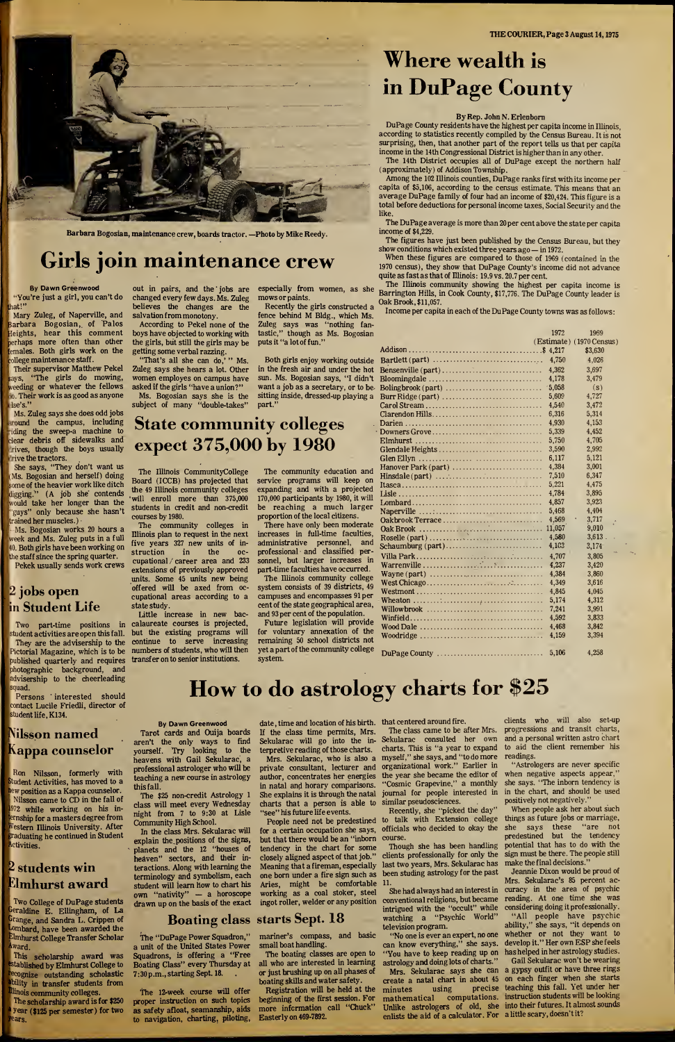Barbara Bogosian, maintenance crew, boards tractor. —Photo by Mike Reedy.

# Girls join maintenance crew

**By Dawn Greenwood**

"You're just a girl, you can't do that!"

Mary Zuleg, of Naperville, and Barbara Bogosian, of Palos Heights, hear this comment perhaps more often than other females. Both girls work on the college maintenance staff.

Their supervisor Matthew Pekel says. "The girls do mowing, weeding or whatever the fellows do. Their work is as good as anyone else's."

Ms. Zuleg says she does odd jobs around the campus, including riding the sweep-a machine to clear debris off sidewalks and drives, though the boys usually drive the tractors.

She says, "They don't want us (Ms. Bogosian and herself) doing some of the heavier work like ditch digging." (A job she contends would take her longer than the "guys" only because she hasn't trained her muscles.)

Ms. Bogosian works 20 hours a week and Ms. Zuleg puts in a full 40. Both girls have been working on the staff since the spring quarter.

Pekek usually sends work crews out in pairs, and the jobs are changed every few days. Ms. Zuleg believes the changes are the salvation from monotony.

According to Pekel none of the boys have objected to working with the girls, but still the girls may be getting some verbal razzing.

"That's all she can do,' " Ms. Zuleg says she hears a lot. Other women employes on campus have asked if the girls "have a union?"

Ms. Bogosian says she is the subject of many "double-takes" especially from women, as she mows or paints.

Recently the girls constructed a fence behind M Bldg., which Ms. Zuleg says was "nothing fantastic," though as Ms. Bogosian puts it "a lot of fun."

Both girls enjoy working outside in the fresh air and under the hot sun. Ms. Bogosian says, "I didn't want a job as a secretary, or to be sitting inside, dressed-up playing a part."

## 2 jobs open in Student Life

Two part-time positions in student activities are open this fall. They are the advisership to the Pictorial Magazine, which is to be published quarterly and requires photographic background, and advisership to the cheerleading squad.

Persons interested should contact Lucile Friedli, director of student life, K134.

## Nilsson named Kappa counselor

Ron Nilsson, formerly with Student Activities, has moved to a new position as Kappa counselor.

Nilsson came to CD in the fall of 1972 while working on his internship for a masters degree from Western Illinois University. After graduating he continued in Student Activities.

## 2 students win Elmhurst award

Two College of DuPage students Geraldine E. Ellingham, of La Grange, and Sandra L. Crippen of Lombard, have been awarded the Elmhurst College Transfer Scholar Award.

This scholarship award was established by Elmhurst College to recognize outstanding scholastic ability in transfer students from Illinois community colleges.

The scholarship award is for $250 a year ($125 per semester) for two years.

# State community colleges expect 375,000 by 1980

The Illinois CommunityCollege Board (ICCB) has projected that the 49 Illinois community colleges will enroll more than 375,000 students in credit and non-credit courses by 1980.

The community colleges in Illinois plan to request in the next five years 327 new units of instruction in the occupational / career area and 233 extensions of previously approved units. Some 45 units new being offered will be axed from occupational areas according to a state study.

Little increase in new baccalaureate courses is projected, but the existing programs will continue to serve increasing numbers of students, who will then transfer on to senior institutions.

The community education and service programs will keep on expanding and with a projected 170,000 participants by 1980, it will be reaching a much larger proportion of the local citizens.

There have only been moderate increases in full-time faculties, administrative personnel, and professional and classified personnel, but larger increases in part-time faculties have occurred.

The Illinois community college system consists of 39 districts, 49 campuses and encompasses 91 per cent of the state geographical area, and 93 per cent of the population.

Future legislation will provide for voluntary annexation of the remaining 50 school districts not yet a part of the community college system.

# Where wealth is in DuPage County

**By Rep. John N. Erlenborn**

DuPage County residents have the highest per capita income in Illinois, according to statistics recently compiled by the Census Bureau. It is not surprising, then, that another part of the report tells us that per capita income in the 14th Congressional District is higher than in any other.

The 14th District occupies all of DuPage except the northern half (approximately) of Addison Township.

Among the 102 Illinois counties, DuPage ranks first with its income per capita of $5,106, according to the census estimate. This means that an average DuPage family of four had an income of $20,424. This figure is a total before deductions for personal income taxes, Social Security and the like.

The DuPage average is more than 20 per cent above the state per capita income of $4,229.

The figures have just been published by the Census Bureau, but they show conditions which existed three years ago — in 1972.

When these figures are compared to those of 1969 (contained in the 1970 census), they show that DuPage County's income did not advance quite as fast as that of Illinois: 19.9 vs. 20.7 per cent.

The Illinois community showing the highest per capita income is Barrington Hills, in Cook County, $17,776. The DuPage County leader is Oak Brook, $11,057.

Income per capita in each of the DuPage County towns was as follows:

| | 1972 (Estimate) | 1969 (1970 Census) |
|---|---|---|
| Addison | $4,217 | $3,630 |
| Bartlett (part) | 4,750 | 4,026 |
| Bensenville (part) | 4,362 | 3,697 |
| Bloomingdale | 4,178 | 3,479 |
| Bolingbrook (part) | 5,058 | (s) |
| Burr Ridge (part) | 5,609 | 4,727 |
| Carol Stream | 4,540 | 3,472 |
| Clarendon Hills | 6,316 | 5,314 |
| Darien | 4,930 | 4,153 |
| Downers Grove | 5,339 | 4,452 |
| Elmhurst | 5,750 | 4,705 |
| Glendale Heights | 3,590 | 2,992 |
| Glen Ellyn | 6,117 | 5,121 |
| Hanover Park (part) | 4,384 | 3,001 |
| Hinsdale (part) | 7,510 | 6,347 |
| Itasca | 5,221 | 4,475 |
| Lisle | 4,784 | 3,895 |
| Lombard | 4,857 | 3,923 |
| Naperville | 5,468 | 4,404 |
| Oakbrook Terrace | 4,569 | 3,717 |
| Oak Brook | 11,057 | 9,010 |
| Roselle (part) | 4,580 | 3,613 |
| Schaumburg (part) | 4,103 | 3,174 |
| Villa Park | 4,707 | 3,805 |
| Warrenville | 4,237 | 3,420 |
| Wayne (part) | 4,384 | 3,860 |
| West Chicago | 4,349 | 3,616 |
| Westmont | 4,845 | 4,045 |
| Wheaton | 5,174 | 4,312 |
| Willowbrook | 7,241 | 3,991 |
| Winfield | 4,592 | 3,833 |
| Wood Dale | 4,468 | 3,842 |
| Woodridge | 4,159 | 3,394 |
| DuPage County | 5,106 | 4,258 |

# How to do astrology charts for $25

**By Dawn Greenwood**

Tarot cards and Ouija boards aren't the only ways to find yourself. Try looking to the heavens with Gail Sekularac, a professional astrologer who will be teaching a new course in astrology this fall.

The $25 non-credit Astrology 1 class will meet every Wednesday night from 7 to 9:30 at Lisle Community High School.

In the class Mrs. Sekularac will explain the positions of the signs, planets and the 12 "houses of heaven" sectors, and their interactions. Along with learning the terminology and symbolism, each student will learn how to chart his own "nativity" — a horoscope drawn up on the basis of the exact date, time and location of his birth. If the class time permits, Mrs. Sekularac will go into the interpretive reading of those charts.

Mrs. Sekularac, who is also a private consultant, lecturer and author, concentrates her energies in natal and horary comparisons. She explains it is through the natal charts that a person is able to "see" his future life events.

People need not be predestined for a certain occupation she says, but that there would be an "inborn tendency in the chart for some closely aligned aspect of that job." Meaning that a fireman, especially one born under a fire sign such as Aries, might be comfortable working as a coal stoker, steel ingot roller, welder or any position that centered around fire.

The class came to be after Mrs. Sekularac consulted her own charts. This is "a year to expand myself," she says, and "to do more organizational work." Earlier in the year she became the editor of "Cosmic Grapevine," a monthly journal for people interested in similar pseudosciences.

Recently, she "picked the day" to talk with Extension college officials who decided to okay the course.

Though she has been handling clients professionally for only the last two years, Mrs. Sekularac has been studing astrology for the past 11.

She had always had an interest in conventional religions, but became intrigued with the "occult" while watching a "Psychic World" television program.

"No one is ever an expert, no one can know everything," she says. "You have to keep reading up on astrology and doing lots of charts."

Mrs. Sekularac says she can create a natal chart in about 45 minutes using precise mathematical computations. Unlike astrologers of old, she enlists the aid of a calculator. For clients who will also set-up progressions and transit charts, and a personal written astro chart to aid the client remember his readings.

"Astrologers are never specific when negative aspects appear," she says. "The inborn tendency is in the chart, and should be used positively not negatively."

When people ask her about such things as future jobs or marriage, she says these "are not predestined but the tendency potential that has to do with the sign must be there. The people still make the final decisions."

Jeannie Dixon would be proud of Mrs. Sekularac's 85 percent accuracy in the area of psychic reading. At one time she was considering doing it professionally.

"All people have psychic ability," she says, "it depends on whether or not they want to develop it." Her own ESP she feels has helped in her astrology studies.

Gail Sekularac won't be wearing a gypsy outfit or have three rings on each finger when she starts teaching this fall. Yet under her instruction students will be looking into their futures. It almost sounds a little scary, doesn't it?

## Boating class starts Sept. 18

The "DuPage Power Squadron," a unit of the United States Power Squadrons, is offering a "Free Boating Class" every Thursday at 7:30 p.m., starting Sept. 18.

The 12-week course will offer proper instruction on such topics as safety afloat, seamanship, aids to navigation, charting, piloting, mariner's compass, and basic small boat handling.

The boating classes are open to all who are interested in learning or just brushing up on all phases of boating skills and water safety.

Registration will be held at the beginning of the first session. For more information call "Chuck" Easterly on 469-7892.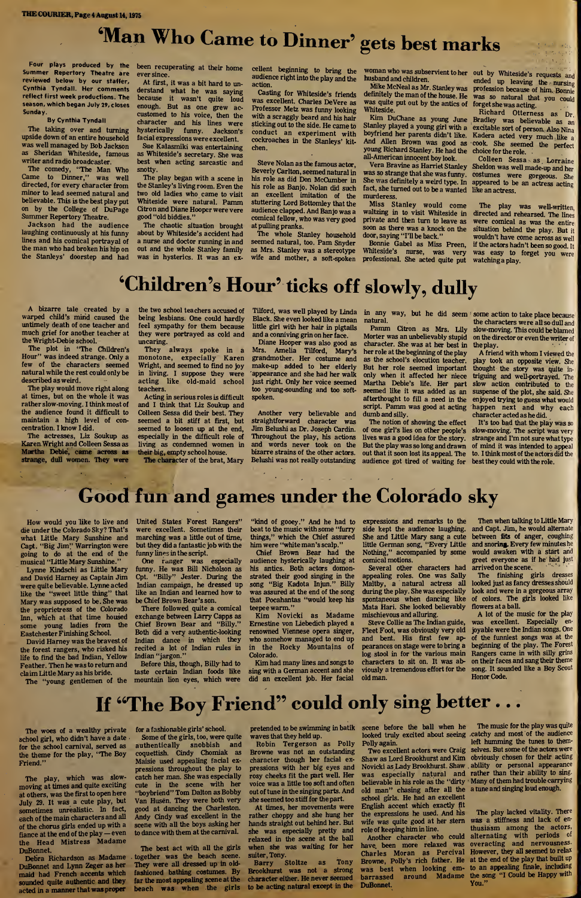# 'Man Who Came to Dinner' gets best marks

Four plays produced by the Summer Repertory Theatre are reviewed below by our staffer, Cynthia Tyndall. Her comments reflect first week productions. The season, which began July 29, closes Sunday.

By Cynthia Tyndall

The taking over and turning upside down of an entire household was well managed by Bob Jackson as Sheridan Whiteside, famous writer and radio broadcaster.

The comedy, "The Man Who Came to Dinner," was well directed, for every character from minor to lead seemed natural and believable. This is the best play put on by the College of DuPage Summer Repertory Theatre.

Jackson had the audience laughing continuously at his funny lines and his comical portrayal of the man who had broken his hip on the Stanleys' doorstep and had been recuperating at their home ever since.

At first, it was a bit hard to understand what he was saying because it wasn't quite loud enough. But as one grew accustomed to his voice, then the character and his lines were hysterically funny. Jackson's facial expressions were excellent.

Sue Kalasmiki was entertaining as Whiteside's secretary. She was best when acting sarcastic and snotty.

The play began with a scene in the Stanley's living room. Even the two old ladies who came to visit Whiteside were natural. Pamm Citron and Diane Hooper were very good "old biddies."

The chaotic situation brought about by Whiteside's accident had a nurse and doctor running in and out and the whole Stanley family was in hysterics. It was an excellent beginning to bring the audience right into the play and the action.

Casting for Whiteside's friends was excellent. Charles DeVere as Professor Metz was funny looking with a scraggly beard and his hair sticking out to the side. He came to conduct an experiment with cockroaches in the Stanleys' kitchen.

Steve Nolan as the famous actor, Beverly Carlton, seemed natural in his role as did Don McCumber in his role as Banjo. Nolan did such an excellent imitation of the stuttering Lord Bottomley that the audience clapped. And Banjo was a comical fellow, who was very good at pulling pranks.

The whole Stanley household seemed natural, too. Pam Snyder as Mrs. Stanley was a stereotype wife and mother, a soft-spoken woman who was subservient to her husband and children.

Mike McNeal as Mr. Stanley was definitely the man of the house. He was quite put out by the antics of Whiteside.

Kim DuChane as young June Stanley played a young girl with a boyfriend her parents didn't like. And Allen Brown was good as young Richard Stanley. He had the all-American innocent boy look.

Vera Bravine as Harriet Stanley was so strange that she was funny. She was definitely a weird type. In fact, she turned out to be a wanted murderess.

Miss Stanley would come waltzing in to visit Whiteside in private and then turn to leave as soon as there was a knock on the door, saying "I'll be back."

Bonnie Gabel as Miss Preen, Whiteside's nurse, was very professional. She acted quite put out by Whiteside's requests and ended up leaving the nursing profession because of him. Bonnie was so natural that you could forget she was acting.

Richard Otterness as Dr. Bradley was believable as an excitable sort of person. Also Nina Kadera acted very much like a cook. She seemed the perfect choice for the role.

Colleen Sessa as Lorraine Sheldon was well made-up and her costumes were gorgeous. She appeared to be an actress acting like an actress.

The play was well-written, directed and rehearsed. The lines were comical as was the entire situation behind the play. But it wouldn't have come across as well if the actors hadn't been so good. It was easy to forget you were watching a play.

# 'Children's Hour' ticks off slowly, dully

A bizarre tale created by a warped child's mind caused the untimely death of one teacher and much grief for another teacher at the Wright-Debie school.

The plot in "The Children's Hour" was indeed strange. Only a few of the characters seemed natural while the rest could only be described as weird.

The play would move right along at times, but on the whole it was rather slow-moving. I think most of the audience found it difficult to maintain a high level of concentration. I know I did.

The actresses, Liz Soukup as Karen Wright and Colleen Sessa as Martha Debie, came across as strange, dull women. They were the two school teachers accused of being lesbians. One could hardly feel sympathy for them because they were portrayed as cold and uncaring.

They always spoke in a monotone, especially Karen Wright, and seemed to find no joy in living. I suppose they were acting like old-maid school teachers.

Acting in serious roles is difficult and I think that Liz Soukup and Colleen Sessa did their best. They seemed a bit stiff at first, but seemed to loosen up at the end, especially in the difficult role of living as condemned women in their big, empty school house.

The character of the brat, Mary Tilford, was well played by Linda Black. She even looked like a mean little girl with her hair in pigtails and a conniving grin on her face.

Diane Hooper was also good as Mrs. Amelia Tilford, Mary's grandmother. Her costume and make-up added to her elderly appearance and she had her walk just right. Only her voice seemed too young-sounding and too soft-spoken.

Another very believable and straightforward character was Jim Belushi as Dr. Joseph Cardin. Throughout the play, his actions and words never took on the bizarre strains of the other actors. Belushi was not really outstanding in any way, but he did seem natural.

Pamm Citron as Mrs. Lily Morter was an unbelievably stupid character. She was at her best in her role at the beginning of the play as the school's elocution teacher. But her role seemed important only when it affected her niece Martha Debie's life. Her part seemed like it was added as an afterthought to fill a need in the script. Pamm was good at acting dumb and silly.

The notion of showing the effect of one girl's lies on other people's lives was a good idea for the story. But the play was so long and drawn out that it soon lost its appeal. The audience got tired of waiting for some action to take place because the characters were all so dull and slow-moving. This could be blamed on the director or even the writer of the play.

A friend with whom I viewed the play took an opposite view. She thought the story was quite intriguing and well-portrayed. The slow action contributed to the suspense of the plot, she said. She enjoyed trying to guess what would happen next and why each character acted as he did.

It's too bad that the play was so slow-moving. The script was very strange and I'm not sure what type of mind it was intended to appeal to. I think most of the actors did the best they could with the role.

# Good fun and games under the Colorado sky

How would you like to live and die under the Colorado Sky? That's what Little Mary Sunshine and Capt. "Big Jim" Warrington were going to do at the end of the musical "Little Mary Sunshine."

Lynne Kindschi as Little Mary and David Harney as Captain Jim were quite believable. Lynne acted like the "sweet little thing" that Mary was supposed to be. She was the proprietress of the Colorado Inn, which at that time housed some young ladies from the Eastchester Finishing School.

David Harney was the bravest of the forest rangers, who risked his life to find the bad Indian, Yellow Feather. Then he was to return and claim Little Mary as his bride.

The "young gentlemen of the United States Forest Rangers" were excellent. Sometimes their marching was a little out of time, but they did a fantastic job with the funny lines in the script.

One ranger was especially funny. He was Bill Nicholson as Cpt. "Billy" Jester. During the Indian campaign, he dressed up like an Indian and learned how to be Chief Brown Bear's son.

There followed quite a comical exchange between Larry Capps as Chief Brown Bear and "Billy." Both did a very authentic-looking Indian dance in which they recited a lot of Indian rules in Indian "jargon."

Before this, though, Billy had to taste certain Indian foods like mountain lion eyes, which were "kind of gooey." And he had to beat to the music with some "furry things," which the Chief assured him were "white man's scalp."

Chief Brown Bear had the audience hysterically laughing at his antics. Both actors demonstrated their good singing in the song "Big Kadota Injun." Billy was assured at the end of the song that Pocahantas "would keep his teepee warm."

Kim Novicki as Madame Ernestine von Liebedich played a renowned Viennese opera singer, who somehow managed to end up in the Rocky Mountains of Colorado.

Kim had many lines and songs to sing with a German accent and she did an excellent job. Her facial expressions and remarks to the side kept the audience laughing. She and Little Mary sang a cute little German song, "Every Little Nothing," accompanied by some comical motions.

Several other characters had appealing roles. One was Sally Maltby, a natural actress all during the play. She was especially spontaneous when dancing like Mata Hari. She looked believably mischievous and alluring.

Steve Collie as The Indian guide, Fleet Foot, was obviously very old and bent. His first few appearances on stage were to bring a log stool in for the various main characters to sit on. It was obviously a tremendous effort for the old man.

Then when talking to Little Mary and Capt. Jim, he would alternate between fits of anger, coughing and snoring. Every few minutes he would awaken with a start and greet everyone as if he had just arrived on the scene.

The finishing girls dresses looked just as fancy dresses should look and were in a gorgeous array of colors. The girls looked like flowers at a ball.

A lot of the music for the play was excellent. Especially enjoyable were the Indian songs. One of the funniest songs was at the beginning of the play. The Forest Rangers came in with silly grins on their faces and sang their theme song. It sounded like a Boy Scout Honor Code.

# If "The Boy Friend" could only sing better . . .

The woes of a wealthy private school girl, who didn't have a date for the school carnival, served as the theme for the play, "The Boy Friend."

The play, which was slow-moving at times and quite exciting at others, was the first to open here July 29. It was a cute play, but sometimes unrealistic. In fact, each of the main characters and all of the chorus girls ended up with a fiance at the end of the play — even the Head Mistress Madame DuBonnet.

Debra Richardson as Madame DuBonnet and Lynn Zeger as her maid had French accents which sounded quite authentic and they acted in a manner that was proper for a fashionable girls' school.

Some of the girls, too, were quite authentically snobbish and coquettish. Cindy Chomiak as Maisie used appealing facial expressions throughout the play to catch her man. She was especially cute in the scene with her "boyfriend" Tom Dalton as Bobby Van Husen. They were both very good at dancing the Charleston. Andy Cindy was excellent in the scene with all the boys asking her to dance with them at the carnival.

The best act with all the girls together was the beach scene. They were all dressed up in old-fashioned bathing costumes. By far the most appealing scene at the beach was when the girls pretended to be swimming in batik waves that they held up.

Robin Tergerson as Polly Browne was not an outstanding character though her facial expressions with her big eyes and rosy cheeks fit the part well. Her voice was a little too soft and often out of tune in the singing parts. And she seemed too stiff for the part.

At times, her movements were rather choppy and she hung her hands straight out behind her. But she was especially pretty and relaxed in the scene at the ball when she was waiting for her suiter, Tony.

Barry Stoltze as Tony Brookhurst was not a strong character either. He never seemed to be acting natural except in the scene before the ball when he looked truly excited about seeing Polly again.

Two excellent actors were Craig Shaw as Lord Brookhurst and Kim Novicki as Lady Brookhurst. Shaw was especially natural and believable in his role as the "dirty old man" chasing after all the school girls. He had an excellent English accent which exactly fit the expressions he used. And his wife was quite good at her stern role of keeping him in line.

Another character who could have been more relaxed was Charles Moran as Percival Browne, Polly's rich father. He was best when looking embarrassed around Madame DuBonnet.

The music for the play was quite catchy and most of the audience left humming the tunes to themselves. But some of the actors were obviously chosen for their acting ability or personal appearance rather than their ability to sing. Many of them had trouble carrying a tune and singing loud enough.

The play lacked vitality. There was a stiffness and lack of enthusiasm among the actors, alternating with periods of overacting and nervousness. However, they all seemed to relax at the end of the play that built up to an appealing finale, including the song "I Could be Happy with You."